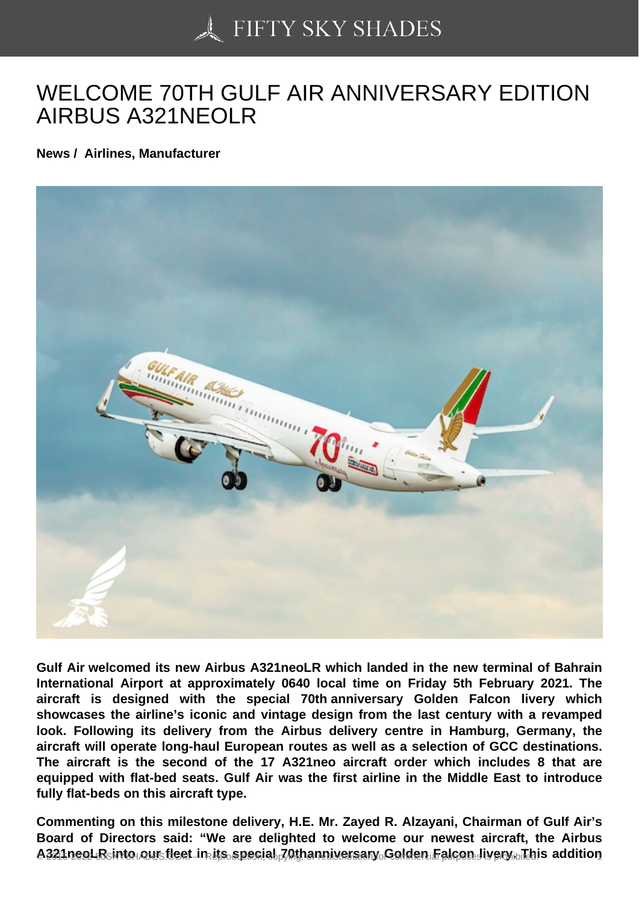# WELCOME 70TH GULF AIR ANNIVERSARY EDITION AIRBUS A321NEOLR

**News / Airlines, Manufacturer**

**Gulf Air welcomed its new Airbus A321neoLR which landed in the new terminal of Bahrain International Airport at approximately 0640 local time on Friday 5th February 2021. The aircraft is designed with the special 70th anniversary Golden Falcon livery which showcases the airline's iconic and vintage design from the last century with a revamped look. Following its delivery from the Airbus delivery centre in Hamburg, Germany, the aircraft will operate long-haul European routes as well as a selection of GCC destinations. The aircraft is the second of the 17 A321neo aircraft order which includes 8 that are equipped with flat-bed seats. Gulf Air was the first airline in the Middle East to introduce fully flat-beds on this aircraft type.**

**Commenting on this milestone delivery, H.E. Mr. Zayed R. Alzayani, Chairman of Gulf Air's Board of Directors said: "We are delighted to welcome our newest aircraft, the Airbus A321neoLR into our fleet in its special 70thanniversary Golden Falcon livery. This addition**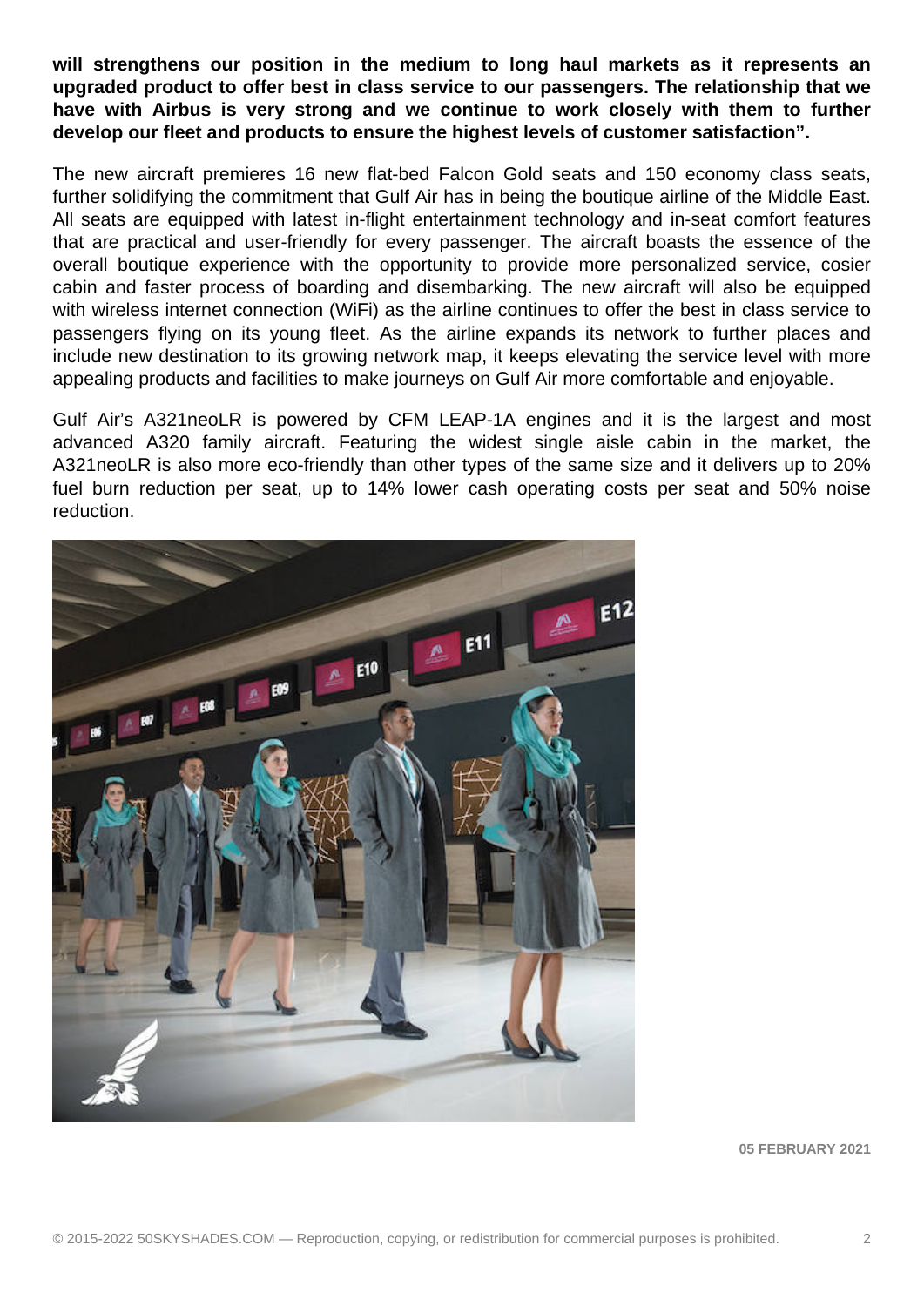**will strengthens our position in the medium to long haul markets as it represents an upgraded product to offer best in class service to our passengers. The relationship that we have with Airbus is very strong and we continue to work closely with them to further develop our fleet and products to ensure the highest levels of customer satisfaction".**

The new aircraft premieres 16 new flat-bed Falcon Gold seats and 150 economy class seats, further solidifying the commitment that Gulf Air has in being the boutique airline of the Middle East. All seats are equipped with latest in-flight entertainment technology and in-seat comfort features that are practical and user-friendly for every passenger. The aircraft boasts the essence of the overall boutique experience with the opportunity to provide more personalized service, cosier cabin and faster process of boarding and disembarking. The new aircraft will also be equipped with wireless internet connection (WiFi) as the airline continues to offer the best in class service to passengers flying on its young fleet. As the airline expands its network to further places and include new destination to its growing network map, it keeps elevating the service level with more appealing products and facilities to make journeys on Gulf Air more comfortable and enjoyable.

Gulf Air's A321neoLR is powered by CFM LEAP-1A engines and it is the largest and most advanced A320 family aircraft. Featuring the widest single aisle cabin in the market, the A321neoLR is also more eco-friendly than other types of the same size and it delivers up to 20% fuel burn reduction per seat, up to 14% lower cash operating costs per seat and 50% noise reduction.

**05 FEBRUARY 2021**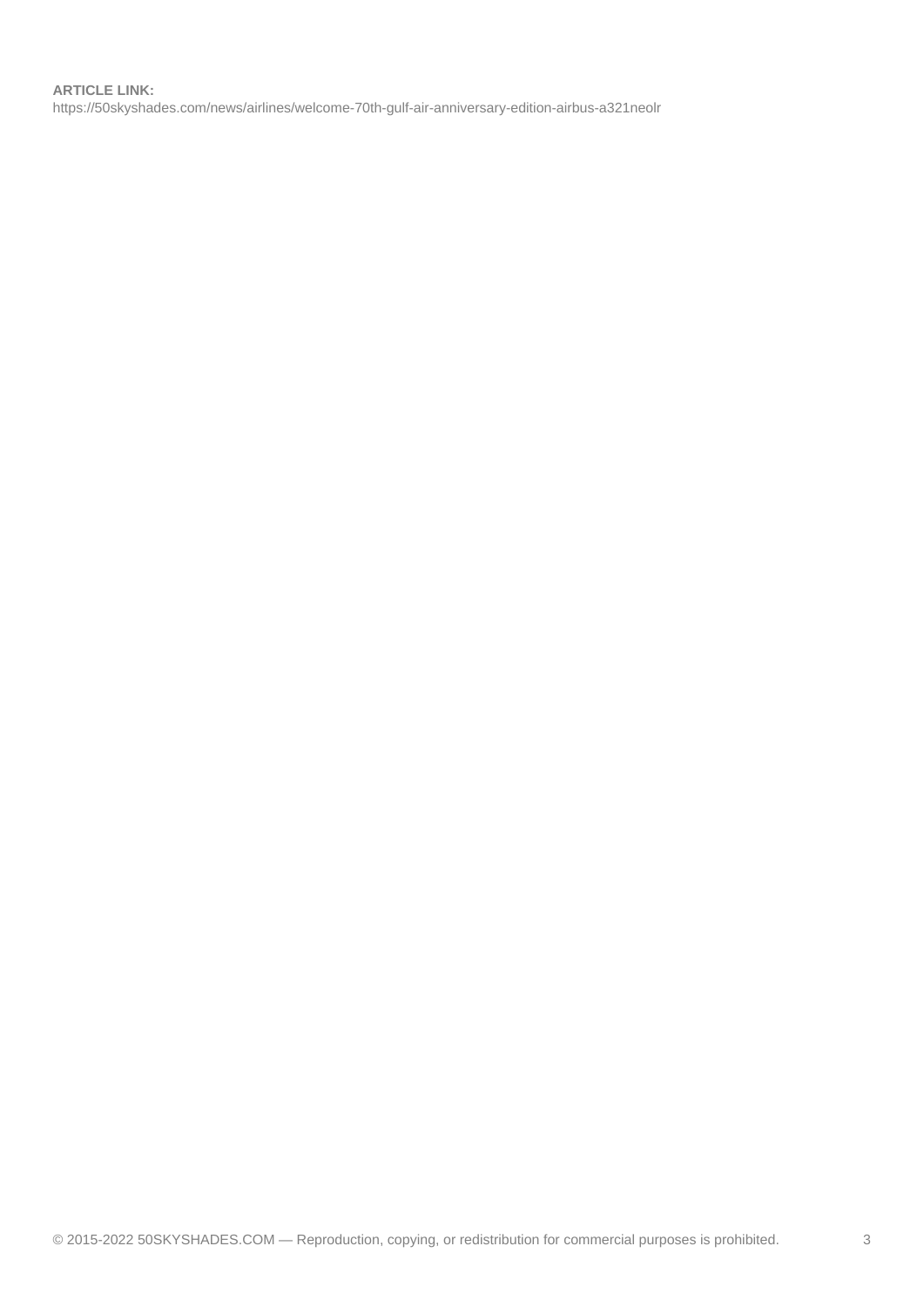**ARTICLE LINK:**
https://50skyshades.com/news/airlines/welcome-70th-gulf-air-anniversary-edition-airbus-a321neolr